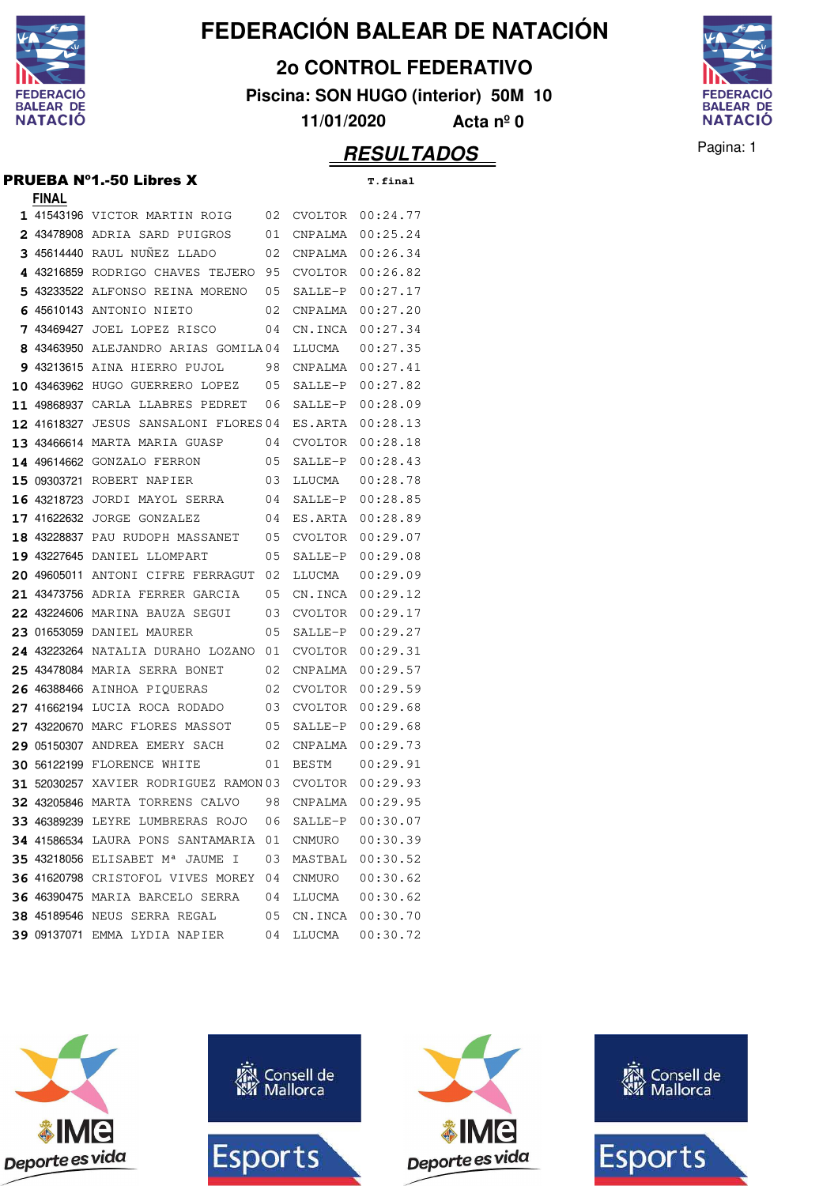# FEDERACIÓN BALEAR DE NATACIÓN

## 2o CONTROL FEDERATIVO

**Piscina: SON HUGO (interior) 50M 10**

**11/01/2020 Acta nº 0**

## RESULTADOS

### PRUEBA Nº1.-50 Libres X

**FINAL**

| | Licencia | Nombre | Año | Club | T.final |
|---|---|---|---|---|---|
| 1 | 41543196 | VICTOR MARTIN ROIG | 02 | CVOLTOR | 00:24.77 |
| 2 | 43478908 | ADRIA SARD PUIGROS | 01 | CNPALMA | 00:25.24 |
| 3 | 45614440 | RAUL NUÑEZ LLADO | 02 | CNPALMA | 00:26.34 |
| 4 | 43216859 | RODRIGO CHAVES TEJERO | 95 | CVOLTOR | 00:26.82 |
| 5 | 43233522 | ALFONSO REINA MORENO | 05 | SALLE-P | 00:27.17 |
| 6 | 45610143 | ANTONIO NIETO | 02 | CNPALMA | 00:27.20 |
| 7 | 43469427 | JOEL LOPEZ RISCO | 04 | CN.INCA | 00:27.34 |
| 8 | 43463950 | ALEJANDRO ARIAS GOMILA | 04 | LLUCMA | 00:27.35 |
| 9 | 43213615 | AINA HIERRO PUJOL | 98 | CNPALMA | 00:27.41 |
| 10 | 43463962 | HUGO GUERRERO LOPEZ | 05 | SALLE-P | 00:27.82 |
| 11 | 49868937 | CARLA LLABRES PEDRET | 06 | SALLE-P | 00:28.09 |
| 12 | 41618327 | JESUS SANSALONI FLORES | 04 | ES.ARTA | 00:28.13 |
| 13 | 43466614 | MARTA MARIA GUASP | 04 | CVOLTOR | 00:28.18 |
| 14 | 49614662 | GONZALO FERRON | 05 | SALLE-P | 00:28.43 |
| 15 | 09303721 | ROBERT NAPIER | 03 | LLUCMA | 00:28.78 |
| 16 | 43218723 | JORDI MAYOL SERRA | 04 | SALLE-P | 00:28.85 |
| 17 | 41622632 | JORGE GONZALEZ | 04 | ES.ARTA | 00:28.89 |
| 18 | 43228837 | PAU RUDOPH MASSANET | 05 | CVOLTOR | 00:29.07 |
| 19 | 43227645 | DANIEL LLOMPART | 05 | SALLE-P | 00:29.08 |
| 20 | 49605011 | ANTONI CIFRE FERRAGUT | 02 | LLUCMA | 00:29.09 |
| 21 | 43473756 | ADRIA FERRER GARCIA | 05 | CN.INCA | 00:29.12 |
| 22 | 43224606 | MARINA BAUZA SEGUI | 03 | CVOLTOR | 00:29.17 |
| 23 | 01653059 | DANIEL MAURER | 05 | SALLE-P | 00:29.27 |
| 24 | 43223264 | NATALIA DURAHO LOZANO | 01 | CVOLTOR | 00:29.31 |
| 25 | 43478084 | MARIA SERRA BONET | 02 | CNPALMA | 00:29.57 |
| 26 | 46388466 | AINHOA PIQUERAS | 02 | CVOLTOR | 00:29.59 |
| 27 | 41662194 | LUCIA ROCA RODADO | 03 | CVOLTOR | 00:29.68 |
| 27 | 43220670 | MARC FLORES MASSOT | 05 | SALLE-P | 00:29.68 |
| 29 | 05150307 | ANDREA EMERY SACH | 02 | CNPALMA | 00:29.73 |
| 30 | 56122199 | FLORENCE WHITE | 01 | BESTM | 00:29.91 |
| 31 | 52030257 | XAVIER RODRIGUEZ RAMON | 03 | CVOLTOR | 00:29.93 |
| 32 | 43205846 | MARTA TORRENS CALVO | 98 | CNPALMA | 00:29.95 |
| 33 | 46389239 | LEYRE LUMBRERAS ROJO | 06 | SALLE-P | 00:30.07 |
| 34 | 41586534 | LAURA PONS SANTAMARIA | 01 | CNMURO | 00:30.39 |
| 35 | 43218056 | ELISABET Mª JAUME I | 03 | MASTBAL | 00:30.52 |
| 36 | 41620798 | CRISTOFOL VIVES MOREY | 04 | CNMURO | 00:30.62 |
| 36 | 46390475 | MARIA BARCELO SERRA | 04 | LLUCMA | 00:30.62 |
| 38 | 45189546 | NEUS SERRA REGAL | 05 | CN.INCA | 00:30.70 |
| 39 | 09137071 | EMMA LYDIA NAPIER | 04 | LLUCMA | 00:30.72 |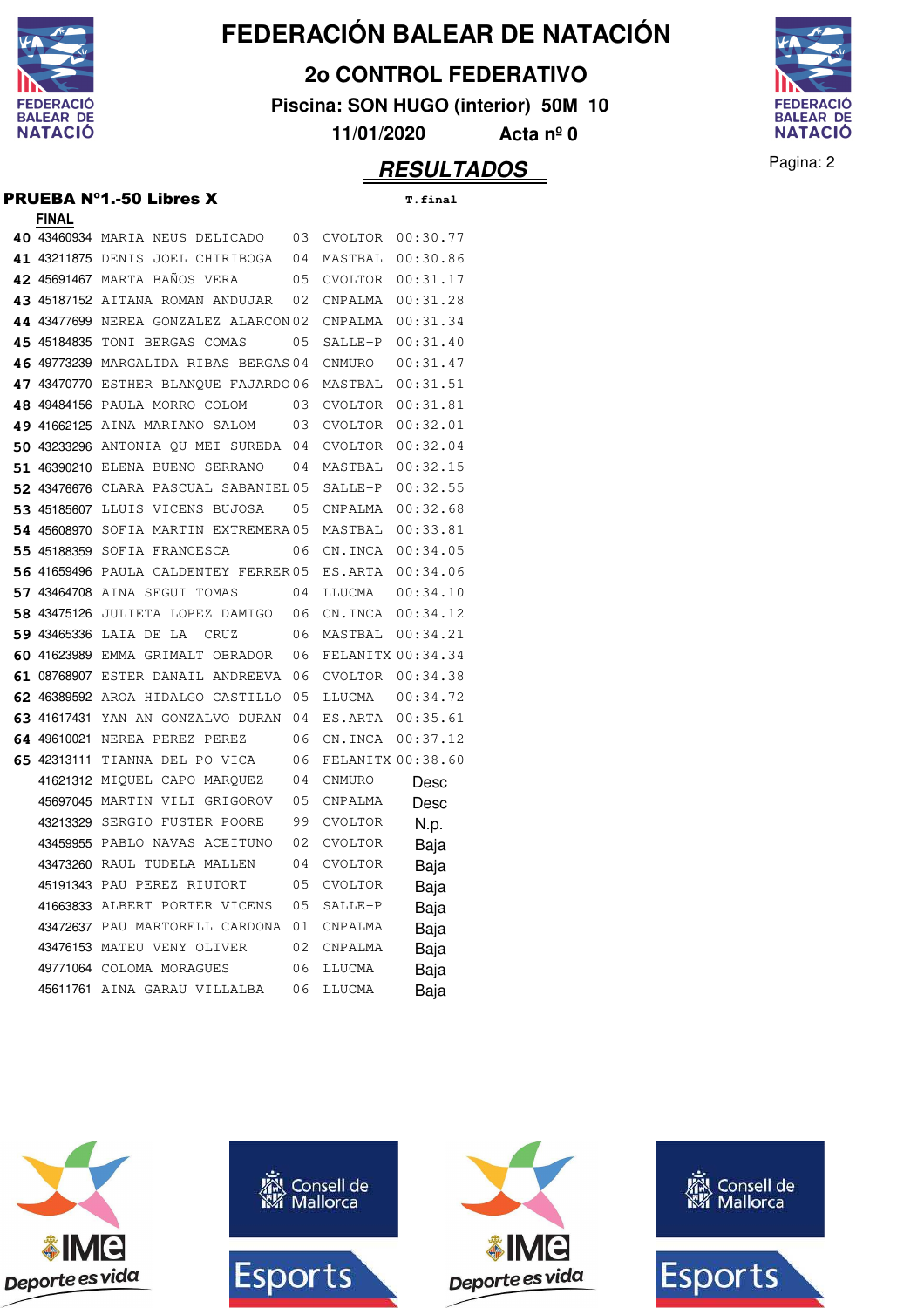# FEDERACIÓN BALEAR DE NATACIÓN

## 2o CONTROL FEDERATIVO

**Piscina: SON HUGO (interior) 50M 10**

**11/01/2020 Acta nº 0**

## RESULTADOS

### PRUEBA Nº1.-50 Libres X

**FINAL**

| Pos. | Licencia | Nombre | Año | Club | T.final |
|---|---|---|---|---|---|
| 40 | 43460934 | MARIA NEUS DELICADO | 03 | CVOLTOR | 00:30.77 |
| 41 | 43211875 | DENIS JOEL CHIRIBOGA | 04 | MASTBAL | 00:30.86 |
| 42 | 45691467 | MARTA BAÑOS VERA | 05 | CVOLTOR | 00:31.17 |
| 43 | 45187152 | AITANA ROMAN ANDUJAR | 02 | CNPALMA | 00:31.28 |
| 44 | 43477699 | NEREA GONZALEZ ALARCON | 02 | CNPALMA | 00:31.34 |
| 45 | 45184835 | TONI BERGAS COMAS | 05 | SALLE-P | 00:31.40 |
| 46 | 49773239 | MARGALIDA RIBAS BERGAS | 04 | CNMURO | 00:31.47 |
| 47 | 43470770 | ESTHER BLANQUE FAJARDO | 06 | MASTBAL | 00:31.51 |
| 48 | 49484156 | PAULA MORRO COLOM | 03 | CVOLTOR | 00:31.81 |
| 49 | 41662125 | AINA MARIANO SALOM | 03 | CVOLTOR | 00:32.01 |
| 50 | 43233296 | ANTONIA QU MEI SUREDA | 04 | CVOLTOR | 00:32.04 |
| 51 | 46390210 | ELENA BUENO SERRANO | 04 | MASTBAL | 00:32.15 |
| 52 | 43476676 | CLARA PASCUAL SABANIEL | 05 | SALLE-P | 00:32.55 |
| 53 | 45185607 | LLUIS VICENS BUJOSA | 05 | CNPALMA | 00:32.68 |
| 54 | 45608970 | SOFIA MARTIN EXTREMERA | 05 | MASTBAL | 00:33.81 |
| 55 | 45188359 | SOFIA FRANCESCA | 06 | CN.INCA | 00:34.05 |
| 56 | 41659496 | PAULA CALDENTEY FERRER | 05 | ES.ARTA | 00:34.06 |
| 57 | 43464708 | AINA SEGUI TOMAS | 04 | LLUCMA | 00:34.10 |
| 58 | 43475126 | JULIETA LOPEZ DAMIGO | 06 | CN.INCA | 00:34.12 |
| 59 | 43465336 | LAIA DE LA CRUZ | 06 | MASTBAL | 00:34.21 |
| 60 | 41623989 | EMMA GRIMALT OBRADOR | 06 | FELANITX | 00:34.34 |
| 61 | 08768907 | ESTER DANAIL ANDREEVA | 06 | CVOLTOR | 00:34.38 |
| 62 | 46389592 | AROA HIDALGO CASTILLO | 05 | LLUCMA | 00:34.72 |
| 63 | 41617431 | YAN AN GONZALVO DURAN | 04 | ES.ARTA | 00:35.61 |
| 64 | 49610021 | NEREA PEREZ PEREZ | 06 | CN.INCA | 00:37.12 |
| 65 | 42313111 | TIANNA DEL PO VICA | 06 | FELANITX | 00:38.60 |
| | 41621312 | MIQUEL CAPO MARQUEZ | 04 | CNMURO | Desc |
| | 45697045 | MARTIN VILI GRIGOROV | 05 | CNPALMA | Desc |
| | 43213329 | SERGIO FUSTER POORE | 99 | CVOLTOR | N.p. |
| | 43459955 | PABLO NAVAS ACEITUNO | 02 | CVOLTOR | Baja |
| | 43473260 | RAUL TUDELA MALLEN | 04 | CVOLTOR | Baja |
| | 45191343 | PAU PEREZ RIUTORT | 05 | CVOLTOR | Baja |
| | 41663833 | ALBERT PORTER VICENS | 05 | SALLE-P | Baja |
| | 43472637 | PAU MARTORELL CARDONA | 01 | CNPALMA | Baja |
| | 43476153 | MATEU VENY OLIVER | 02 | CNPALMA | Baja |
| | 49771064 | COLOMA MORAGUES | 06 | LLUCMA | Baja |
| | 45611761 | AINA GARAU VILLALBA | 06 | LLUCMA | Baja |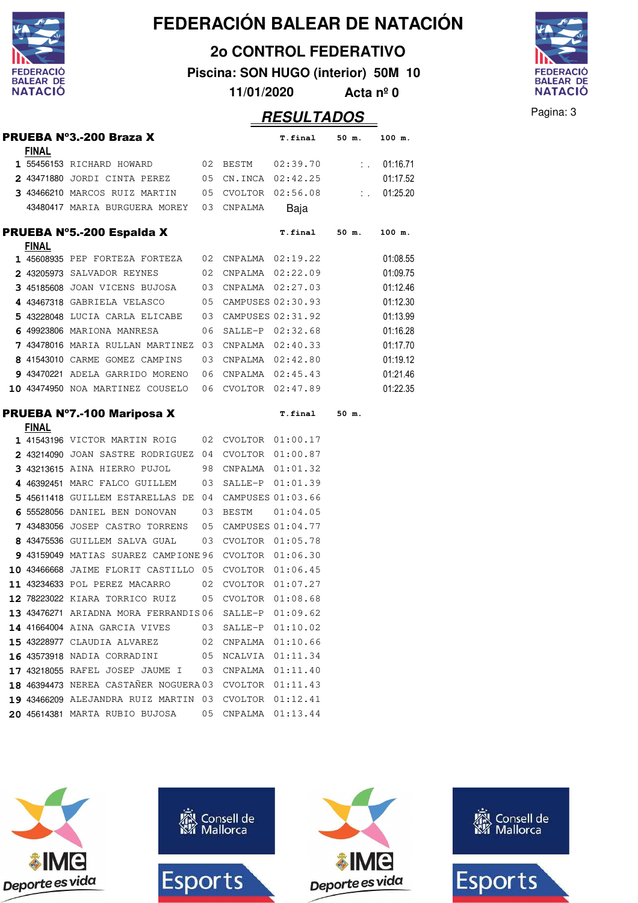# FEDERACIÓN BALEAR DE NATACIÓN

## 2o CONTROL FEDERATIVO

**Piscina: SON HUGO (interior) 50M 10**

**11/01/2020 Acta nº 0**

## RESULTADOS

### PRUEBA Nº3.-200 Braza X

**FINAL**

| | Licencia | Nombre | Año | Club | T.final | 50 m. | 100 m. |
|---|---|---|---|---|---|---|---|
| 1 | 55456153 | RICHARD HOWARD | 02 | BESTM | 02:39.70 | :. | 01:16.71 |
| 2 | 43471880 | JORDI CINTA PEREZ | 05 | CN.INCA | 02:42.25 | | 01:17.52 |
| 3 | 43466210 | MARCOS RUIZ MARTIN | 05 | CVOLTOR | 02:56.08 | :. | 01:25.20 |
| | 43480417 | MARIA BURGUERA MOREY | 03 | CNPALMA | Baja | | |

### PRUEBA Nº5.-200 Espalda X

**FINAL**

| | Licencia | Nombre | Año | Club | T.final | 50 m. | 100 m. |
|---|---|---|---|---|---|---|---|
| 1 | 45608935 | PEP FORTEZA FORTEZA | 02 | CNPALMA | 02:19.22 | | 01:08.55 |
| 2 | 43205973 | SALVADOR REYNES | 02 | CNPALMA | 02:22.09 | | 01:09.75 |
| 3 | 45185608 | JOAN VICENS BUJOSA | 03 | CNPALMA | 02:27.03 | | 01:12.46 |
| 4 | 43467318 | GABRIELA VELASCO | 05 | CAMPUSES | 02:30.93 | | 01:12.30 |
| 5 | 43228048 | LUCIA CARLA ELICABE | 03 | CAMPUSES | 02:31.92 | | 01:13.99 |
| 6 | 49923806 | MARIONA MANRESA | 06 | SALLE-P | 02:32.68 | | 01:16.28 |
| 7 | 43478016 | MARIA RULLAN MARTINEZ | 03 | CNPALMA | 02:40.33 | | 01:17.70 |
| 8 | 41543010 | CARME GOMEZ CAMPINS | 03 | CNPALMA | 02:42.80 | | 01:19.12 |
| 9 | 43470221 | ADELA GARRIDO MORENO | 06 | CNPALMA | 02:45.43 | | 01:21.46 |
| 10 | 43474950 | NOA MARTINEZ COUSELO | 06 | CVOLTOR | 02:47.89 | | 01:22.35 |

### PRUEBA Nº7.-100 Mariposa X

**FINAL**

| | Licencia | Nombre | Año | Club | T.final | 50 m. |
|---|---|---|---|---|---|---|
| 1 | 41543196 | VICTOR MARTIN ROIG | 02 | CVOLTOR | 01:00.17 | |
| 2 | 43214090 | JOAN SASTRE RODRIGUEZ | 04 | CVOLTOR | 01:00.87 | |
| 3 | 43213615 | AINA HIERRO PUJOL | 98 | CNPALMA | 01:01.32 | |
| 4 | 46392451 | MARC FALCO GUILLEM | 03 | SALLE-P | 01:01.39 | |
| 5 | 45611418 | GUILLEM ESTARELLAS DE | 04 | CAMPUSES | 01:03.66 | |
| 6 | 55528056 | DANIEL BEN DONOVAN | 03 | BESTM | 01:04.05 | |
| 7 | 43483056 | JOSEP CASTRO TORRENS | 05 | CAMPUSES | 01:04.77 | |
| 8 | 43475536 | GUILLEM SALVA GUAL | 03 | CVOLTOR | 01:05.78 | |
| 9 | 43159049 | MATIAS SUAREZ CAMPIONE | 96 | CVOLTOR | 01:06.30 | |
| 10 | 43466668 | JAIME FLORIT CASTILLO | 05 | CVOLTOR | 01:06.45 | |
| 11 | 43234633 | POL PEREZ MACARRO | 02 | CVOLTOR | 01:07.27 | |
| 12 | 78223022 | KIARA TORRICO RUIZ | 05 | CVOLTOR | 01:08.68 | |
| 13 | 43476271 | ARIADNA MORA FERRANDIS | 06 | SALLE-P | 01:09.62 | |
| 14 | 41664004 | AINA GARCIA VIVES | 03 | SALLE-P | 01:10.02 | |
| 15 | 43228977 | CLAUDIA ALVAREZ | 02 | CNPALMA | 01:10.66 | |
| 16 | 43573918 | NADIA CORRADINI | 05 | NCALVIA | 01:11.34 | |
| 17 | 43218055 | RAFEL JOSEP JAUME I | 03 | CNPALMA | 01:11.40 | |
| 18 | 46394473 | NEREA CASTAÑER NOGUERA | 03 | CVOLTOR | 01:11.43 | |
| 19 | 43466209 | ALEJANDRA RUIZ MARTIN | 03 | CVOLTOR | 01:12.41 | |
| 20 | 45614381 | MARTA RUBIO BUJOSA | 05 | CNPALMA | 01:13.44 | |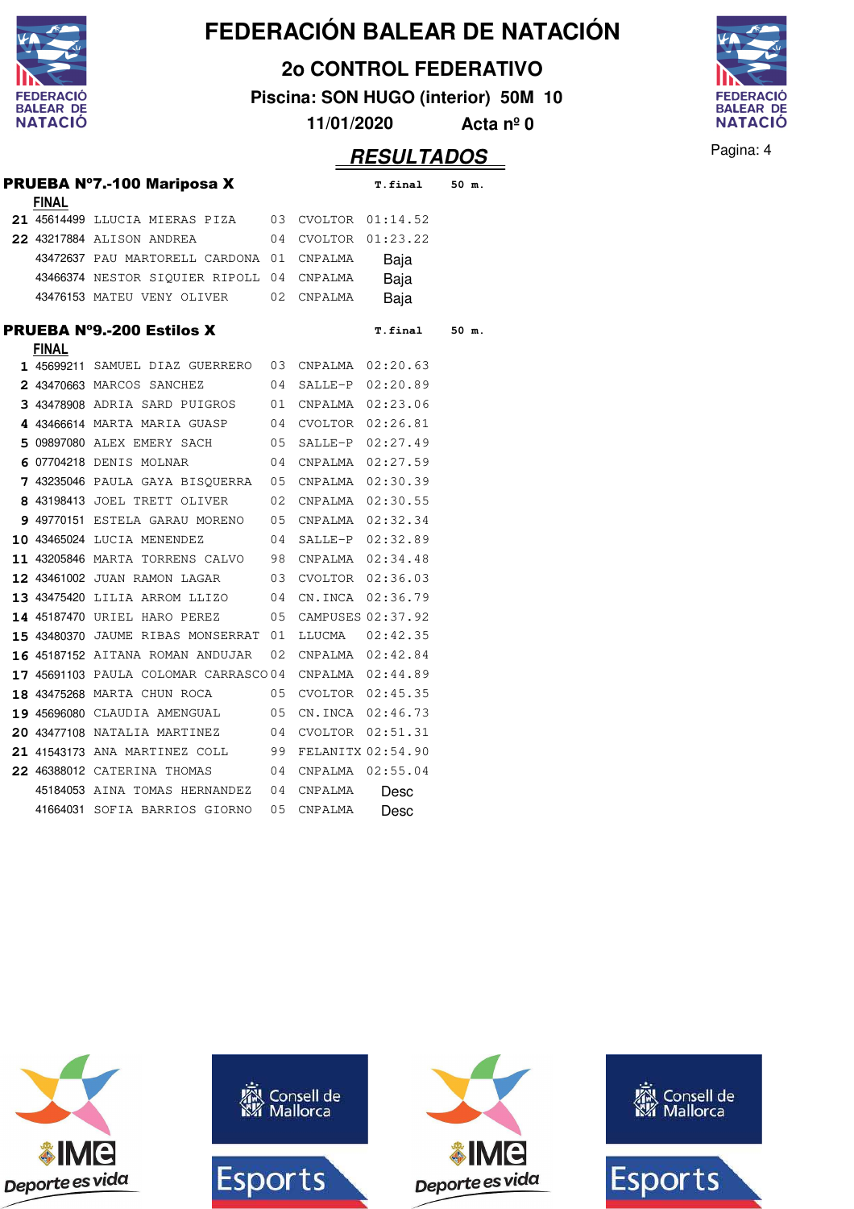# FEDERACIÓN BALEAR DE NATACIÓN

## 2o CONTROL FEDERATIVO

**Piscina: SON HUGO (interior) 50M 10**

**11/01/2020 Acta nº 0**

## RESULTADOS

### PRUEBA Nº7.-100 Mariposa X

**FINAL**

| Pos. | Licencia | Nombre | Año | Club | T.final | 50 m. |
|---|---|---|---|---|---|---|
| 21 | 45614499 | LLUCIA MIERAS PIZA | 03 | CVOLTOR | 01:14.52 | |
| 22 | 43217884 | ALISON ANDREA | 04 | CVOLTOR | 01:23.22 | |
| | 43472637 | PAU MARTORELL CARDONA | 01 | CNPALMA | Baja | |
| | 43466374 | NESTOR SIQUIER RIPOLL | 04 | CNPALMA | Baja | |
| | 43476153 | MATEU VENY OLIVER | 02 | CNPALMA | Baja | |

### PRUEBA Nº9.-200 Estilos X

**FINAL**

| Pos. | Licencia | Nombre | Año | Club | T.final | 50 m. |
|---|---|---|---|---|---|---|
| 1 | 45699211 | SAMUEL DIAZ GUERRERO | 03 | CNPALMA | 02:20.63 | |
| 2 | 43470663 | MARCOS SANCHEZ | 04 | SALLE-P | 02:20.89 | |
| 3 | 43478908 | ADRIA SARD PUIGROS | 01 | CNPALMA | 02:23.06 | |
| 4 | 43466614 | MARTA MARIA GUASP | 04 | CVOLTOR | 02:26.81 | |
| 5 | 09897080 | ALEX EMERY SACH | 05 | SALLE-P | 02:27.49 | |
| 6 | 07704218 | DENIS MOLNAR | 04 | CNPALMA | 02:27.59 | |
| 7 | 43235046 | PAULA GAYA BISQUERRA | 05 | CNPALMA | 02:30.39 | |
| 8 | 43198413 | JOEL TRETT OLIVER | 02 | CNPALMA | 02:30.55 | |
| 9 | 49770151 | ESTELA GARAU MORENO | 05 | CNPALMA | 02:32.34 | |
| 10 | 43465024 | LUCIA MENENDEZ | 04 | SALLE-P | 02:32.89 | |
| 11 | 43205846 | MARTA TORRENS CALVO | 98 | CNPALMA | 02:34.48 | |
| 12 | 43461002 | JUAN RAMON LAGAR | 03 | CVOLTOR | 02:36.03 | |
| 13 | 43475420 | LILIA ARROM LLIZO | 04 | CN.INCA | 02:36.79 | |
| 14 | 45187470 | URIEL HARO PEREZ | 05 | CAMPUSES | 02:37.92 | |
| 15 | 43480370 | JAUME RIBAS MONSERRAT | 01 | LLUCMA | 02:42.35 | |
| 16 | 45187152 | AITANA ROMAN ANDUJAR | 02 | CNPALMA | 02:42.84 | |
| 17 | 45691103 | PAULA COLOMAR CARRASCO | 04 | CNPALMA | 02:44.89 | |
| 18 | 43475268 | MARTA CHUN ROCA | 05 | CVOLTOR | 02:45.35 | |
| 19 | 45696080 | CLAUDIA AMENGUAL | 05 | CN.INCA | 02:46.73 | |
| 20 | 43477108 | NATALIA MARTINEZ | 04 | CVOLTOR | 02:51.31 | |
| 21 | 41543173 | ANA MARTINEZ COLL | 99 | FELANITX | 02:54.90 | |
| 22 | 46388012 | CATERINA THOMAS | 04 | CNPALMA | 02:55.04 | |
| | 45184053 | AINA TOMAS HERNANDEZ | 04 | CNPALMA | Desc | |
| | 41664031 | SOFIA BARRIOS GIORNO | 05 | CNPALMA | Desc | |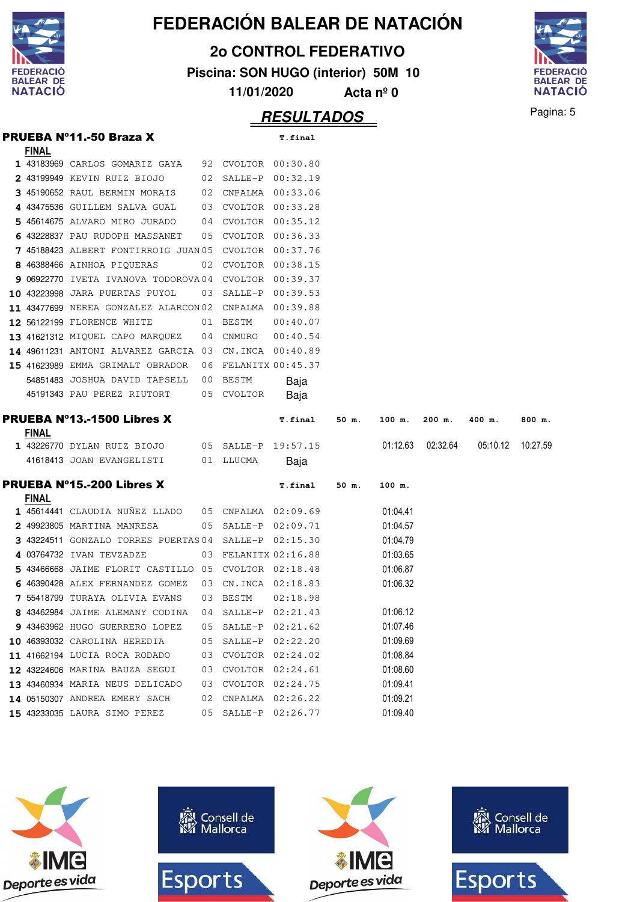# FEDERACIÓN BALEAR DE NATACIÓN

## 2o CONTROL FEDERATIVO

**Piscina: SON HUGO (interior) 50M 10**

**11/01/2020 Acta nº 0**

## RESULTADOS

### PRUEBA Nº11.-50 Braza X

**FINAL**

| | Licencia | Nombre | Año | Club | T.final |
|---|---|---|---|---|---|
| 1 | 43183969 | CARLOS GOMARIZ GAYA | 92 | CVOLTOR | 00:30.80 |
| 2 | 43199949 | KEVIN RUIZ BIOJO | 02 | SALLE-P | 00:32.19 |
| 3 | 45190652 | RAUL BERMIN MORAIS | 02 | CNPALMA | 00:33.06 |
| 4 | 43475536 | GUILLEM SALVA GUAL | 03 | CVOLTOR | 00:33.28 |
| 5 | 45614675 | ALVARO MIRO JURADO | 04 | CVOLTOR | 00:35.12 |
| 6 | 43228837 | PAU RUDOPH MASSANET | 05 | CVOLTOR | 00:36.33 |
| 7 | 45188423 | ALBERT FONTIRROIG JUAN | 05 | CVOLTOR | 00:37.76 |
| 8 | 46388466 | AINHOA PIQUERAS | 02 | CVOLTOR | 00:38.15 |
| 9 | 06922770 | IVETA IVANOVA TODOROVA | 04 | CVOLTOR | 00:39.37 |
| 10 | 43223998 | JARA PUERTAS PUYOL | 03 | SALLE-P | 00:39.53 |
| 11 | 43477699 | NEREA GONZALEZ ALARCON | 02 | CNPALMA | 00:39.88 |
| 12 | 56122199 | FLORENCE WHITE | 01 | BESTM | 00:40.07 |
| 13 | 41621312 | MIQUEL CAPO MARQUEZ | 04 | CNMURO | 00:40.54 |
| 14 | 49611231 | ANTONI ALVAREZ GARCIA | 03 | CN.INCA | 00:40.89 |
| 15 | 41623989 | EMMA GRIMALT OBRADOR | 06 | FELANITX | 00:45.37 |
| | 54851483 | JOSHUA DAVID TAPSELL | 00 | BESTM | Baja |
| | 45191343 | PAU PEREZ RIUTORT | 05 | CVOLTOR | Baja |

### PRUEBA Nº13.-1500 Libres X

**FINAL**

| | Licencia | Nombre | Año | Club | T.final | 50 m. | 100 m. | 200 m. | 400 m. | 800 m. |
|---|---|---|---|---|---|---|---|---|---|---|
| 1 | 43226770 | DYLAN RUIZ BIOJO | 05 | SALLE-P | 19:57.15 | | 01:12.63 | 02:32.64 | 05:10.12 | 10:27.59 |
| | 41618413 | JOAN EVANGELISTI | 01 | LLUCMA | Baja | | | | | |

### PRUEBA Nº15.-200 Libres X

**FINAL**

| | Licencia | Nombre | Año | Club | T.final | 50 m. | 100 m. |
|---|---|---|---|---|---|---|---|
| 1 | 45614441 | CLAUDIA NUÑEZ LLADO | 05 | CNPALMA | 02:09.69 | | 01:04.41 |
| 2 | 49923805 | MARTINA MANRESA | 05 | SALLE-P | 02:09.71 | | 01:04.57 |
| 3 | 43224511 | GONZALO TORRES PUERTAS | 04 | SALLE-P | 02:15.30 | | 01:04.79 |
| 4 | 03764732 | IVAN TEVZADZE | 03 | FELANITX | 02:16.88 | | 01:03.65 |
| 5 | 43466668 | JAIME FLORIT CASTILLO | 05 | CVOLTOR | 02:18.48 | | 01:06.87 |
| 6 | 46390428 | ALEX FERNANDEZ GOMEZ | 03 | CN.INCA | 02:18.83 | | 01:06.32 |
| 7 | 55418799 | TURAYA OLIVIA EVANS | 03 | BESTM | 02:18.98 | | |
| 8 | 43462984 | JAIME ALEMANY CODINA | 04 | SALLE-P | 02:21.43 | | 01:06.12 |
| 9 | 43463962 | HUGO GUERRERO LOPEZ | 05 | SALLE-P | 02:21.62 | | 01:07.46 |
| 10 | 46393032 | CAROLINA HEREDIA | 05 | SALLE-P | 02:22.20 | | 01:09.69 |
| 11 | 41662194 | LUCIA ROCA RODADO | 03 | CVOLTOR | 02:24.02 | | 01:08.84 |
| 12 | 43224606 | MARINA BAUZA SEGUI | 03 | CVOLTOR | 02:24.61 | | 01:08.60 |
| 13 | 43460934 | MARIA NEUS DELICADO | 03 | CVOLTOR | 02:24.75 | | 01:09.41 |
| 14 | 05150307 | ANDREA EMERY SACH | 02 | CNPALMA | 02:26.22 | | 01:09.21 |
| 15 | 43233035 | LAURA SIMO PEREZ | 05 | SALLE-P | 02:26.77 | | 01:09.40 |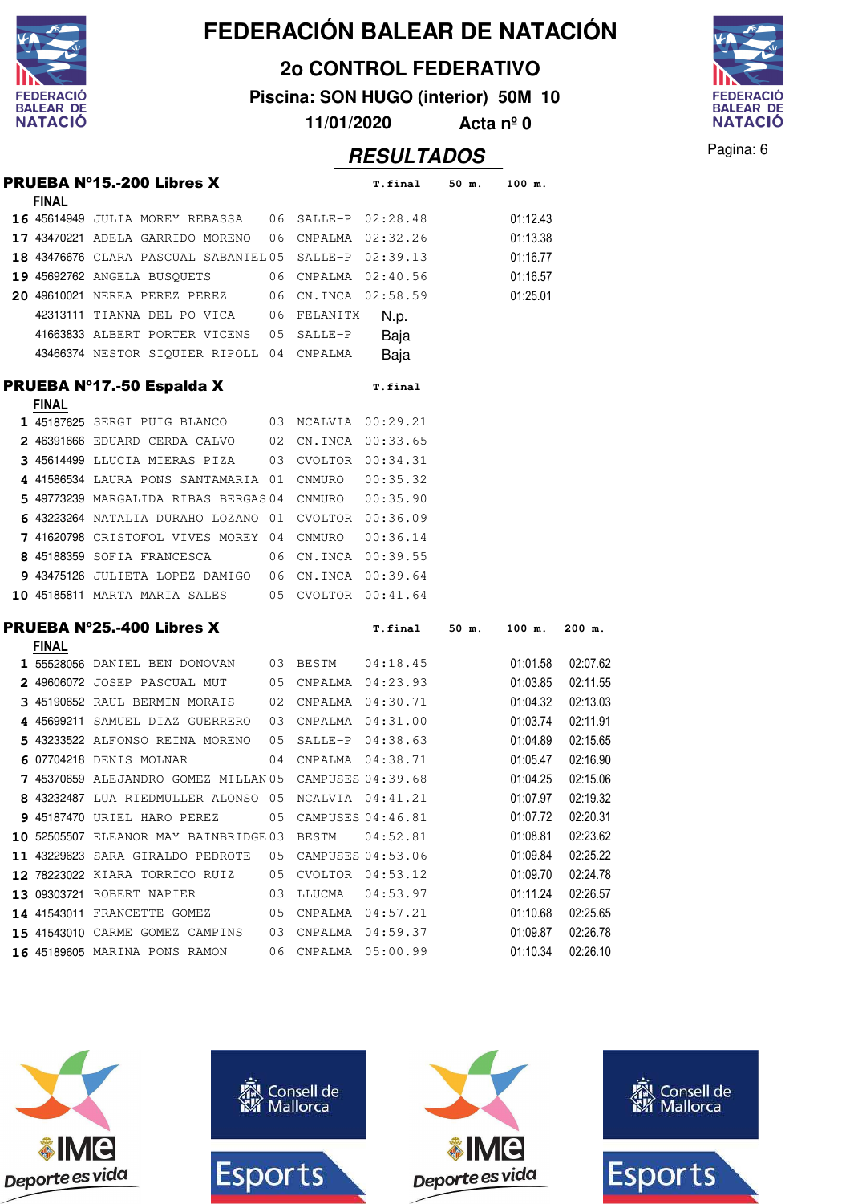# FEDERACIÓN BALEAR DE NATACIÓN

## 2o CONTROL FEDERATIVO

**Piscina: SON HUGO (interior) 50M 10**

**11/01/2020 Acta nº 0**

## RESULTADOS

### PRUEBA Nº15.-200 Libres X

**FINAL**

| Pos. | Licencia | Nombre | Año | Club | T.final | 50 m. | 100 m. |
|---|---|---|---|---|---|---|---|
| 16 | 45614949 | JULIA MOREY REBASSA | 06 | SALLE-P | 02:28.48 | | 01:12.43 |
| 17 | 43470221 | ADELA GARRIDO MORENO | 06 | CNPALMA | 02:32.26 | | 01:13.38 |
| 18 | 43476676 | CLARA PASCUAL SABANIEL | 05 | SALLE-P | 02:39.13 | | 01:16.77 |
| 19 | 45692762 | ANGELA BUSQUETS | 06 | CNPALMA | 02:40.56 | | 01:16.57 |
| 20 | 49610021 | NEREA PEREZ PEREZ | 06 | CN.INCA | 02:58.59 | | 01:25.01 |
| | 42313111 | TIANNA DEL PO VICA | 06 | FELANITX | N.p. | | |
| | 41663833 | ALBERT PORTER VICENS | 05 | SALLE-P | Baja | | |
| | 43466374 | NESTOR SIQUIER RIPOLL | 04 | CNPALMA | Baja | | |

### PRUEBA Nº17.-50 Espalda X

**FINAL**

| Pos. | Licencia | Nombre | Año | Club | T.final |
|---|---|---|---|---|---|
| 1 | 45187625 | SERGI PUIG BLANCO | 03 | NCALVIA | 00:29.21 |
| 2 | 46391666 | EDUARD CERDA CALVO | 02 | CN.INCA | 00:33.65 |
| 3 | 45614499 | LLUCIA MIERAS PIZA | 03 | CVOLTOR | 00:34.31 |
| 4 | 41586534 | LAURA PONS SANTAMARIA | 01 | CNMURO | 00:35.32 |
| 5 | 49773239 | MARGALIDA RIBAS BERGAS | 04 | CNMURO | 00:35.90 |
| 6 | 43223264 | NATALIA DURAHO LOZANO | 01 | CVOLTOR | 00:36.09 |
| 7 | 41620798 | CRISTOFOL VIVES MOREY | 04 | CNMURO | 00:36.14 |
| 8 | 45188359 | SOFIA FRANCESCA | 06 | CN.INCA | 00:39.55 |
| 9 | 43475126 | JULIETA LOPEZ DAMIGO | 06 | CN.INCA | 00:39.64 |
| 10 | 45185811 | MARTA MARIA SALES | 05 | CVOLTOR | 00:41.64 |

### PRUEBA Nº25.-400 Libres X

**FINAL**

| Pos. | Licencia | Nombre | Año | Club | T.final | 50 m. | 100 m. | 200 m. |
|---|---|---|---|---|---|---|---|---|
| 1 | 55528056 | DANIEL BEN DONOVAN | 03 | BESTM | 04:18.45 | | 01:01.58 | 02:07.62 |
| 2 | 49606072 | JOSEP PASCUAL MUT | 05 | CNPALMA | 04:23.93 | | 01:03.85 | 02:11.55 |
| 3 | 45190652 | RAUL BERMIN MORAIS | 02 | CNPALMA | 04:30.71 | | 01:04.32 | 02:13.03 |
| 4 | 45699211 | SAMUEL DIAZ GUERRERO | 03 | CNPALMA | 04:31.00 | | 01:03.74 | 02:11.91 |
| 5 | 43233522 | ALFONSO REINA MORENO | 05 | SALLE-P | 04:38.63 | | 01:04.89 | 02:15.65 |
| 6 | 07704218 | DENIS MOLNAR | 04 | CNPALMA | 04:38.71 | | 01:05.47 | 02:16.90 |
| 7 | 45370659 | ALEJANDRO GOMEZ MILLAN | 05 | CAMPUSES | 04:39.68 | | 01:04.25 | 02:15.06 |
| 8 | 43232487 | LUA RIEDMULLER ALONSO | 05 | NCALVIA | 04:41.21 | | 01:07.97 | 02:19.32 |
| 9 | 45187470 | URIEL HARO PEREZ | 05 | CAMPUSES | 04:46.81 | | 01:07.72 | 02:20.31 |
| 10 | 52505507 | ELEANOR MAY BAINBRIDGE | 03 | BESTM | 04:52.81 | | 01:08.81 | 02:23.62 |
| 11 | 43229623 | SARA GIRALDO PEDROTE | 05 | CAMPUSES | 04:53.06 | | 01:09.84 | 02:25.22 |
| 12 | 78223022 | KIARA TORRICO RUIZ | 05 | CVOLTOR | 04:53.12 | | 01:09.70 | 02:24.78 |
| 13 | 09303721 | ROBERT NAPIER | 03 | LLUCMA | 04:53.97 | | 01:11.24 | 02:26.57 |
| 14 | 41543011 | FRANCETTE GOMEZ | 05 | CNPALMA | 04:57.21 | | 01:10.68 | 02:25.65 |
| 15 | 41543010 | CARME GOMEZ CAMPINS | 03 | CNPALMA | 04:59.37 | | 01:09.87 | 02:26.78 |
| 16 | 45189605 | MARINA PONS RAMON | 06 | CNPALMA | 05:00.99 | | 01:10.34 | 02:26.10 |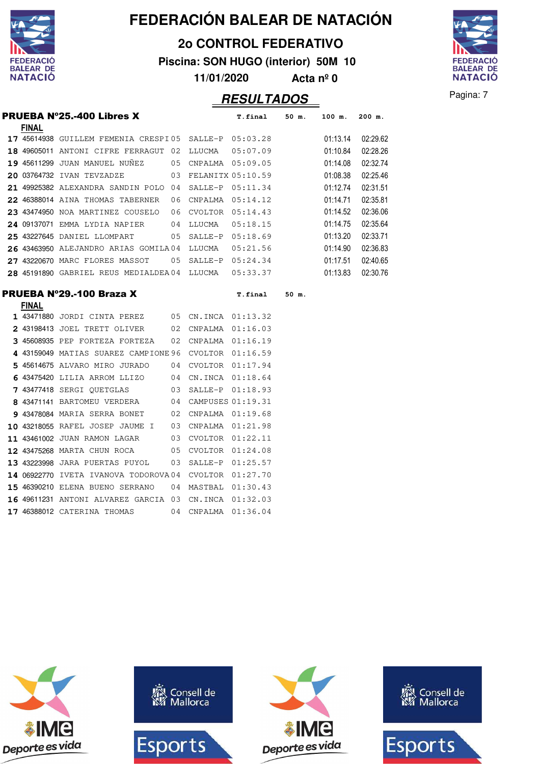# FEDERACIÓN BALEAR DE NATACIÓN

## 2o CONTROL FEDERATIVO

**Piscina: SON HUGO (interior) 50M 10**

**11/01/2020 Acta nº 0**

## *RESULTADOS*

### PRUEBA Nº25.-400 Libres X

**FINAL**

| | | | | | T.final | 50 m. | 100 m. | 200 m. |
|---|---|---|---|---|---|---|---|---|
| 17 | 45614938 | GUILLEM FEMENIA CRESPI | 05 | SALLE-P | 05:03.28 | | 01:13.14 | 02:29.62 |
| 18 | 49605011 | ANTONI CIFRE FERRAGUT | 02 | LLUCMA | 05:07.09 | | 01:10.84 | 02:28.26 |
| 19 | 45611299 | JUAN MANUEL NUÑEZ | 05 | CNPALMA | 05:09.05 | | 01:14.08 | 02:32.74 |
| 20 | 03764732 | IVAN TEVZADZE | 03 | FELANITX | 05:10.59 | | 01:08.38 | 02:25.46 |
| 21 | 49925382 | ALEXANDRA SANDIN POLO | 04 | SALLE-P | 05:11.34 | | 01:12.74 | 02:31.51 |
| 22 | 46388014 | AINA THOMAS TABERNER | 06 | CNPALMA | 05:14.12 | | 01:14.71 | 02:35.81 |
| 23 | 43474950 | NOA MARTINEZ COUSELO | 06 | CVOLTOR | 05:14.43 | | 01:14.52 | 02:36.06 |
| 24 | 09137071 | EMMA LYDIA NAPIER | 04 | LLUCMA | 05:18.15 | | 01:14.75 | 02:35.64 |
| 25 | 43227645 | DANIEL LLOMPART | 05 | SALLE-P | 05:18.69 | | 01:13.20 | 02:33.71 |
| 26 | 43463950 | ALEJANDRO ARIAS GOMILA | 04 | LLUCMA | 05:21.56 | | 01:14.90 | 02:36.83 |
| 27 | 43220670 | MARC FLORES MASSOT | 05 | SALLE-P | 05:24.34 | | 01:17.51 | 02:40.65 |
| 28 | 45191890 | GABRIEL REUS MEDIALDEA | 04 | LLUCMA | 05:33.37 | | 01:13.83 | 02:30.76 |

### PRUEBA Nº29.-100 Braza X

**FINAL**

| | | | | | T.final | 50 m. |
|---|---|---|---|---|---|---|
| 1 | 43471880 | JORDI CINTA PEREZ | 05 | CN.INCA | 01:13.32 | |
| 2 | 43198413 | JOEL TRETT OLIVER | 02 | CNPALMA | 01:16.03 | |
| 3 | 45608935 | PEP FORTEZA FORTEZA | 02 | CNPALMA | 01:16.19 | |
| 4 | 43159049 | MATIAS SUAREZ CAMPIONE | 96 | CVOLTOR | 01:16.59 | |
| 5 | 45614675 | ALVARO MIRO JURADO | 04 | CVOLTOR | 01:17.94 | |
| 6 | 43475420 | LILIA ARROM LLIZO | 04 | CN.INCA | 01:18.64 | |
| 7 | 43477418 | SERGI QUETGLAS | 03 | SALLE-P | 01:18.93 | |
| 8 | 43471141 | BARTOMEU VERDERA | 04 | CAMPUSES | 01:19.31 | |
| 9 | 43478084 | MARIA SERRA BONET | 02 | CNPALMA | 01:19.68 | |
| 10 | 43218055 | RAFEL JOSEP JAUME I | 03 | CNPALMA | 01:21.98 | |
| 11 | 43461002 | JUAN RAMON LAGAR | 03 | CVOLTOR | 01:22.11 | |
| 12 | 43475268 | MARTA CHUN ROCA | 05 | CVOLTOR | 01:24.08 | |
| 13 | 43223998 | JARA PUERTAS PUYOL | 03 | SALLE-P | 01:25.57 | |
| 14 | 06922770 | IVETA IVANOVA TODOROVA | 04 | CVOLTOR | 01:27.70 | |
| 15 | 46390210 | ELENA BUENO SERRANO | 04 | MASTBAL | 01:30.43 | |
| 16 | 49611231 | ANTONI ALVAREZ GARCIA | 03 | CN.INCA | 01:32.03 | |
| 17 | 46388012 | CATERINA THOMAS | 04 | CNPALMA | 01:36.04 | |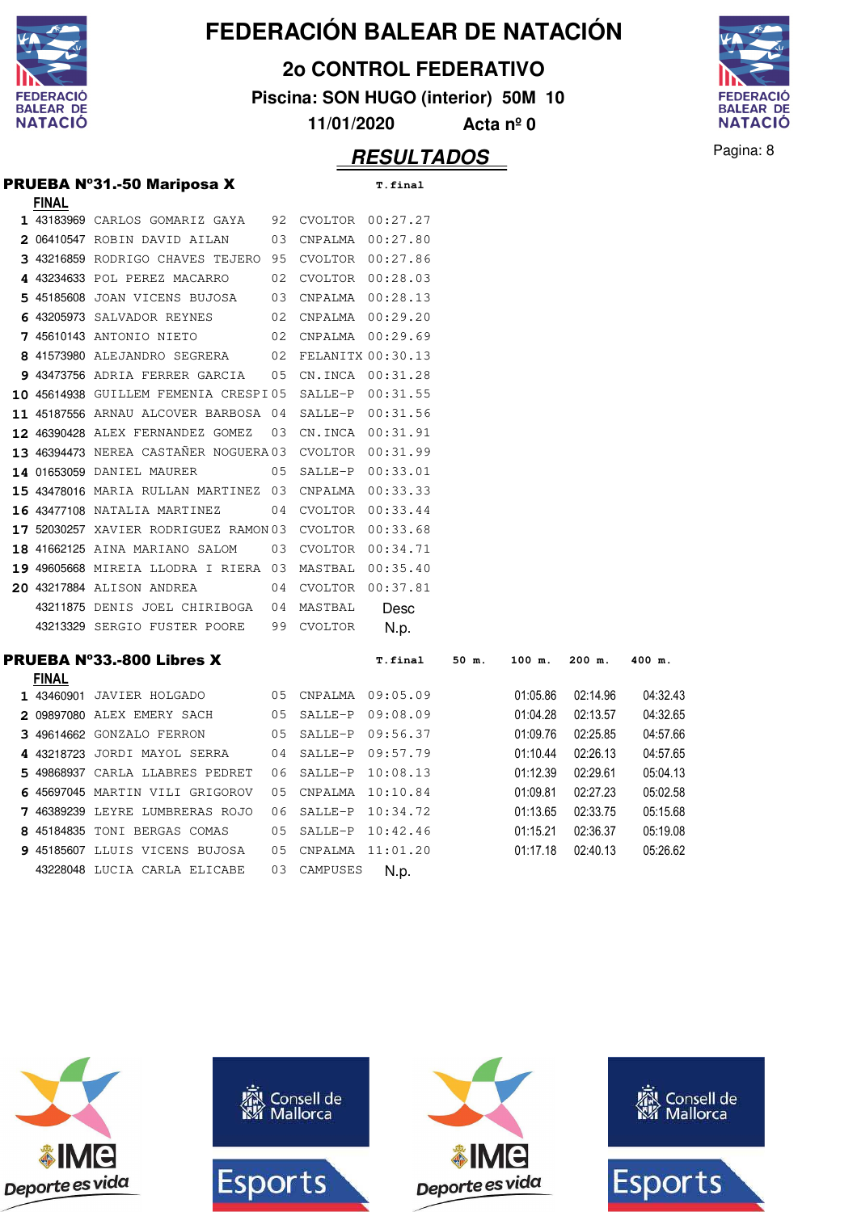# FEDERACIÓN BALEAR DE NATACIÓN

## 2o CONTROL FEDERATIVO

**Piscina: SON HUGO (interior) 50M 10**

**11/01/2020 Acta nº 0**

## RESULTADOS

### PRUEBA Nº31.-50 Mariposa X

**FINAL**

| | | | | | T.final |
|---|---|---|---|---|---|
| 1 | 43183969 | CARLOS GOMARIZ GAYA | 92 | CVOLTOR | 00:27.27 |
| 2 | 06410547 | ROBIN DAVID AILAN | 03 | CNPALMA | 00:27.80 |
| 3 | 43216859 | RODRIGO CHAVES TEJERO | 95 | CVOLTOR | 00:27.86 |
| 4 | 43234633 | POL PEREZ MACARRO | 02 | CVOLTOR | 00:28.03 |
| 5 | 45185608 | JOAN VICENS BUJOSA | 03 | CNPALMA | 00:28.13 |
| 6 | 43205973 | SALVADOR REYNES | 02 | CNPALMA | 00:29.20 |
| 7 | 45610143 | ANTONIO NIETO | 02 | CNPALMA | 00:29.69 |
| 8 | 41573980 | ALEJANDRO SEGRERA | 02 | FELANITX | 00:30.13 |
| 9 | 43473756 | ADRIA FERRER GARCIA | 05 | CN.INCA | 00:31.28 |
| 10 | 45614938 | GUILLEM FEMENIA CRESPI | 05 | SALLE-P | 00:31.55 |
| 11 | 45187556 | ARNAU ALCOVER BARBOSA | 04 | SALLE-P | 00:31.56 |
| 12 | 46390428 | ALEX FERNANDEZ GOMEZ | 03 | CN.INCA | 00:31.91 |
| 13 | 46394473 | NEREA CASTAÑER NOGUERA | 03 | CVOLTOR | 00:31.99 |
| 14 | 01653059 | DANIEL MAURER | 05 | SALLE-P | 00:33.01 |
| 15 | 43478016 | MARIA RULLAN MARTINEZ | 03 | CNPALMA | 00:33.33 |
| 16 | 43477108 | NATALIA MARTINEZ | 04 | CVOLTOR | 00:33.44 |
| 17 | 52030257 | XAVIER RODRIGUEZ RAMON | 03 | CVOLTOR | 00:33.68 |
| 18 | 41662125 | AINA MARIANO SALOM | 03 | CVOLTOR | 00:34.71 |
| 19 | 49605668 | MIREIA LLODRA I RIERA | 03 | MASTBAL | 00:35.40 |
| 20 | 43217884 | ALISON ANDREA | 04 | CVOLTOR | 00:37.81 |
| | 43211875 | DENIS JOEL CHIRIBOGA | 04 | MASTBAL | Desc |
| | 43213329 | SERGIO FUSTER POORE | 99 | CVOLTOR | N.p. |

### PRUEBA Nº33.-800 Libres X

**FINAL**

| | | | | | T.final | 50 m. | 100 m. | 200 m. | 400 m. |
|---|---|---|---|---|---|---|---|---|---|
| 1 | 43460901 | JAVIER HOLGADO | 05 | CNPALMA | 09:05.09 | | 01:05.86 | 02:14.96 | 04:32.43 |
| 2 | 09897080 | ALEX EMERY SACH | 05 | SALLE-P | 09:08.09 | | 01:04.28 | 02:13.57 | 04:32.65 |
| 3 | 49614662 | GONZALO FERRON | 05 | SALLE-P | 09:56.37 | | 01:09.76 | 02:25.85 | 04:57.66 |
| 4 | 43218723 | JORDI MAYOL SERRA | 04 | SALLE-P | 09:57.79 | | 01:10.44 | 02:26.13 | 04:57.65 |
| 5 | 49868937 | CARLA LLABRES PEDRET | 06 | SALLE-P | 10:08.13 | | 01:12.39 | 02:29.61 | 05:04.13 |
| 6 | 45697045 | MARTIN VILI GRIGOROV | 05 | CNPALMA | 10:10.84 | | 01:09.81 | 02:27.23 | 05:02.58 |
| 7 | 46389239 | LEYRE LUMBRERAS ROJO | 06 | SALLE-P | 10:34.72 | | 01:13.65 | 02:33.75 | 05:15.68 |
| 8 | 45184835 | TONI BERGAS COMAS | 05 | SALLE-P | 10:42.46 | | 01:15.21 | 02:36.37 | 05:19.08 |
| 9 | 45185607 | LLUIS VICENS BUJOSA | 05 | CNPALMA | 11:01.20 | | 01:17.18 | 02:40.13 | 05:26.62 |
| | 43228048 | LUCIA CARLA ELICABE | 03 | CAMPUSES | N.p. | | | | |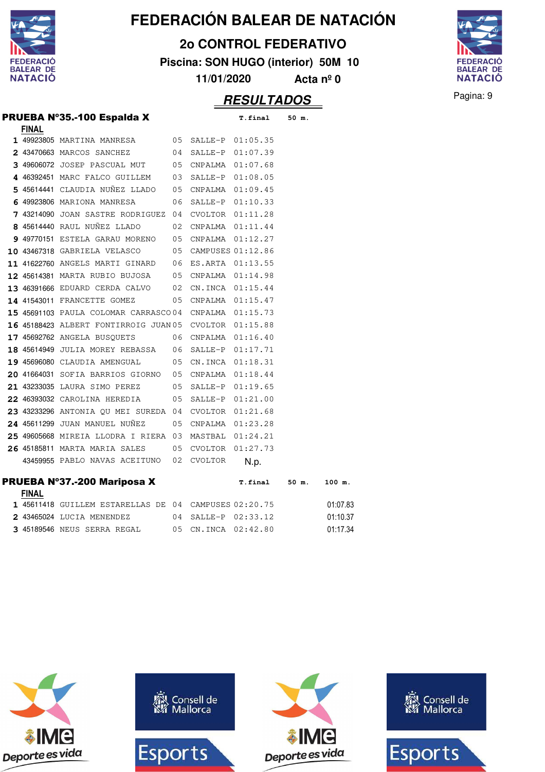# FEDERACIÓN BALEAR DE NATACIÓN

## 2o CONTROL FEDERATIVO

**Piscina: SON HUGO (interior) 50M 10**

**11/01/2020 Acta nº 0**

## RESULTADOS

### PRUEBA Nº35.-100 Espalda X

**FINAL**

| Pos. | Licencia | Nombre | Año | Club | T.final | 50 m. |
|---|---|---|---|---|---|---|
| 1 | 49923805 | MARTINA MANRESA | 05 | SALLE-P | 01:05.35 | |
| 2 | 43470663 | MARCOS SANCHEZ | 04 | SALLE-P | 01:07.39 | |
| 3 | 49606072 | JOSEP PASCUAL MUT | 05 | CNPALMA | 01:07.68 | |
| 4 | 46392451 | MARC FALCO GUILLEM | 03 | SALLE-P | 01:08.05 | |
| 5 | 45614441 | CLAUDIA NUÑEZ LLADO | 05 | CNPALMA | 01:09.45 | |
| 6 | 49923806 | MARIONA MANRESA | 06 | SALLE-P | 01:10.33 | |
| 7 | 43214090 | JOAN SASTRE RODRIGUEZ | 04 | CVOLTOR | 01:11.28 | |
| 8 | 45614440 | RAUL NUÑEZ LLADO | 02 | CNPALMA | 01:11.44 | |
| 9 | 49770151 | ESTELA GARAU MORENO | 05 | CNPALMA | 01:12.27 | |
| 10 | 43467318 | GABRIELA VELASCO | 05 | CAMPUSES | 01:12.86 | |
| 11 | 41622760 | ANGELS MARTI GINARD | 06 | ES.ARTA | 01:13.55 | |
| 12 | 45614381 | MARTA RUBIO BUJOSA | 05 | CNPALMA | 01:14.98 | |
| 13 | 46391666 | EDUARD CERDA CALVO | 02 | CN.INCA | 01:15.44 | |
| 14 | 41543011 | FRANCETTE GOMEZ | 05 | CNPALMA | 01:15.47 | |
| 15 | 45691103 | PAULA COLOMAR CARRASCO | 04 | CNPALMA | 01:15.73 | |
| 16 | 45188423 | ALBERT FONTIRROIG JUAN | 05 | CVOLTOR | 01:15.88 | |
| 17 | 45692762 | ANGELA BUSQUETS | 06 | CNPALMA | 01:16.40 | |
| 18 | 45614949 | JULIA MOREY REBASSA | 06 | SALLE-P | 01:17.71 | |
| 19 | 45696080 | CLAUDIA AMENGUAL | 05 | CN.INCA | 01:18.31 | |
| 20 | 41664031 | SOFIA BARRIOS GIORNO | 05 | CNPALMA | 01:18.44 | |
| 21 | 43233035 | LAURA SIMO PEREZ | 05 | SALLE-P | 01:19.65 | |
| 22 | 46393032 | CAROLINA HEREDIA | 05 | SALLE-P | 01:21.00 | |
| 23 | 43233296 | ANTONIA QU MEI SUREDA | 04 | CVOLTOR | 01:21.68 | |
| 24 | 45611299 | JUAN MANUEL NUÑEZ | 05 | CNPALMA | 01:23.28 | |
| 25 | 49605668 | MIREIA LLODRA I RIERA | 03 | MASTBAL | 01:24.21 | |
| 26 | 45185811 | MARTA MARIA SALES | 05 | CVOLTOR | 01:27.73 | |
| | 43459955 | PABLO NAVAS ACEITUNO | 02 | CVOLTOR | N.p. | |

### PRUEBA Nº37.-200 Mariposa X

**FINAL**

| Pos. | Licencia | Nombre | Año | Club | T.final | 50 m. | 100 m. |
|---|---|---|---|---|---|---|---|
| 1 | 45611418 | GUILLEM ESTARELLAS DE | 04 | CAMPUSES | 02:20.75 | | 01:07.83 |
| 2 | 43465024 | LUCIA MENENDEZ | 04 | SALLE-P | 02:33.12 | | 01:10.37 |
| 3 | 45189546 | NEUS SERRA REGAL | 05 | CN.INCA | 02:42.80 | | 01:17.34 |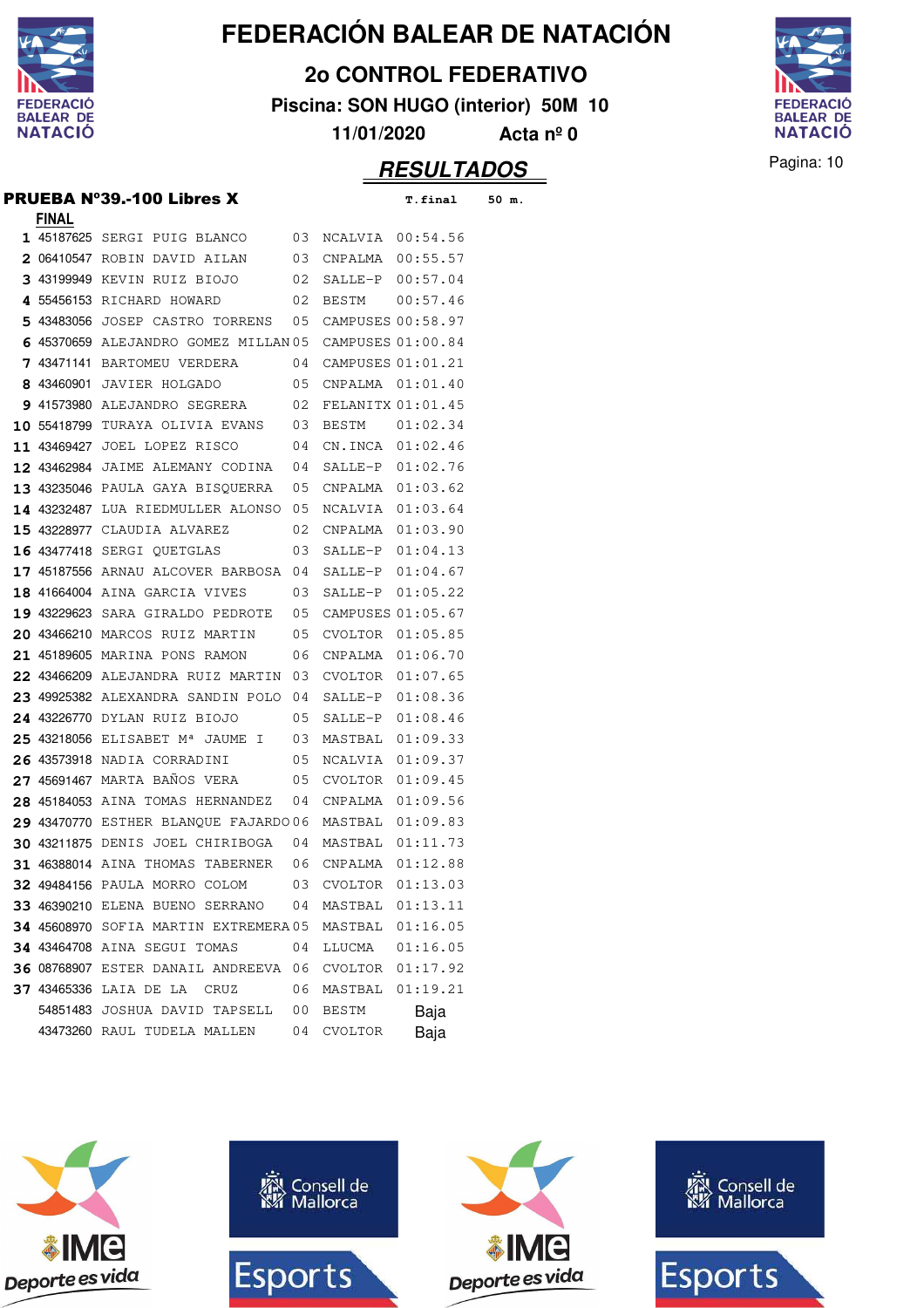# FEDERACIÓN BALEAR DE NATACIÓN

## 2o CONTROL FEDERATIVO

**Piscina: SON HUGO (interior) 50M 10**

**11/01/2020 Acta nº 0**

## RESULTADOS

### PRUEBA Nº39.-100 Libres X

**FINAL**

| Pos. | Licencia | Nombre | Año | Club | T.final | 50 m. |
|---|---|---|---|---|---|---|
| 1 | 45187625 | SERGI PUIG BLANCO | 03 | NCALVIA | 00:54.56 | |
| 2 | 06410547 | ROBIN DAVID AILAN | 03 | CNPALMA | 00:55.57 | |
| 3 | 43199949 | KEVIN RUIZ BIOJO | 02 | SALLE-P | 00:57.04 | |
| 4 | 55456153 | RICHARD HOWARD | 02 | BESTM | 00:57.46 | |
| 5 | 43483056 | JOSEP CASTRO TORRENS | 05 | CAMPUSES | 00:58.97 | |
| 6 | 45370659 | ALEJANDRO GOMEZ MILLAN | 05 | CAMPUSES | 01:00.84 | |
| 7 | 43471141 | BARTOMEU VERDERA | 04 | CAMPUSES | 01:01.21 | |
| 8 | 43460901 | JAVIER HOLGADO | 05 | CNPALMA | 01:01.40 | |
| 9 | 41573980 | ALEJANDRO SEGRERA | 02 | FELANITX | 01:01.45 | |
| 10 | 55418799 | TURAYA OLIVIA EVANS | 03 | BESTM | 01:02.34 | |
| 11 | 43469427 | JOEL LOPEZ RISCO | 04 | CN.INCA | 01:02.46 | |
| 12 | 43462984 | JAIME ALEMANY CODINA | 04 | SALLE-P | 01:02.76 | |
| 13 | 43235046 | PAULA GAYA BISQUERRA | 05 | CNPALMA | 01:03.62 | |
| 14 | 43232487 | LUA RIEDMULLER ALONSO | 05 | NCALVIA | 01:03.64 | |
| 15 | 43228977 | CLAUDIA ALVAREZ | 02 | CNPALMA | 01:03.90 | |
| 16 | 43477418 | SERGI QUETGLAS | 03 | SALLE-P | 01:04.13 | |
| 17 | 45187556 | ARNAU ALCOVER BARBOSA | 04 | SALLE-P | 01:04.67 | |
| 18 | 41664004 | AINA GARCIA VIVES | 03 | SALLE-P | 01:05.22 | |
| 19 | 43229623 | SARA GIRALDO PEDROTE | 05 | CAMPUSES | 01:05.67 | |
| 20 | 43466210 | MARCOS RUIZ MARTIN | 05 | CVOLTOR | 01:05.85 | |
| 21 | 45189605 | MARINA PONS RAMON | 06 | CNPALMA | 01:06.70 | |
| 22 | 43466209 | ALEJANDRA RUIZ MARTIN | 03 | CVOLTOR | 01:07.65 | |
| 23 | 49925382 | ALEXANDRA SANDIN POLO | 04 | SALLE-P | 01:08.36 | |
| 24 | 43226770 | DYLAN RUIZ BIOJO | 05 | SALLE-P | 01:08.46 | |
| 25 | 43218056 | ELISABET Mª JAUME I | 03 | MASTBAL | 01:09.33 | |
| 26 | 43573918 | NADIA CORRADINI | 05 | NCALVIA | 01:09.37 | |
| 27 | 45691467 | MARTA BAÑOS VERA | 05 | CVOLTOR | 01:09.45 | |
| 28 | 45184053 | AINA TOMAS HERNANDEZ | 04 | CNPALMA | 01:09.56 | |
| 29 | 43470770 | ESTHER BLANQUE FAJARDO | 06 | MASTBAL | 01:09.83 | |
| 30 | 43211875 | DENIS JOEL CHIRIBOGA | 04 | MASTBAL | 01:11.73 | |
| 31 | 46388014 | AINA THOMAS TABERNER | 06 | CNPALMA | 01:12.88 | |
| 32 | 49484156 | PAULA MORRO COLOM | 03 | CVOLTOR | 01:13.03 | |
| 33 | 46390210 | ELENA BUENO SERRANO | 04 | MASTBAL | 01:13.11 | |
| 34 | 45608970 | SOFIA MARTIN EXTREMERA | 05 | MASTBAL | 01:16.05 | |
| 34 | 43464708 | AINA SEGUI TOMAS | 04 | LLUCMA | 01:16.05 | |
| 36 | 08768907 | ESTER DANAIL ANDREEVA | 06 | CVOLTOR | 01:17.92 | |
| 37 | 43465336 | LAIA DE LA CRUZ | 06 | MASTBAL | 01:19.21 | |
| | 54851483 | JOSHUA DAVID TAPSELL | 00 | BESTM | Baja | |
| | 43473260 | RAUL TUDELA MALLEN | 04 | CVOLTOR | Baja | |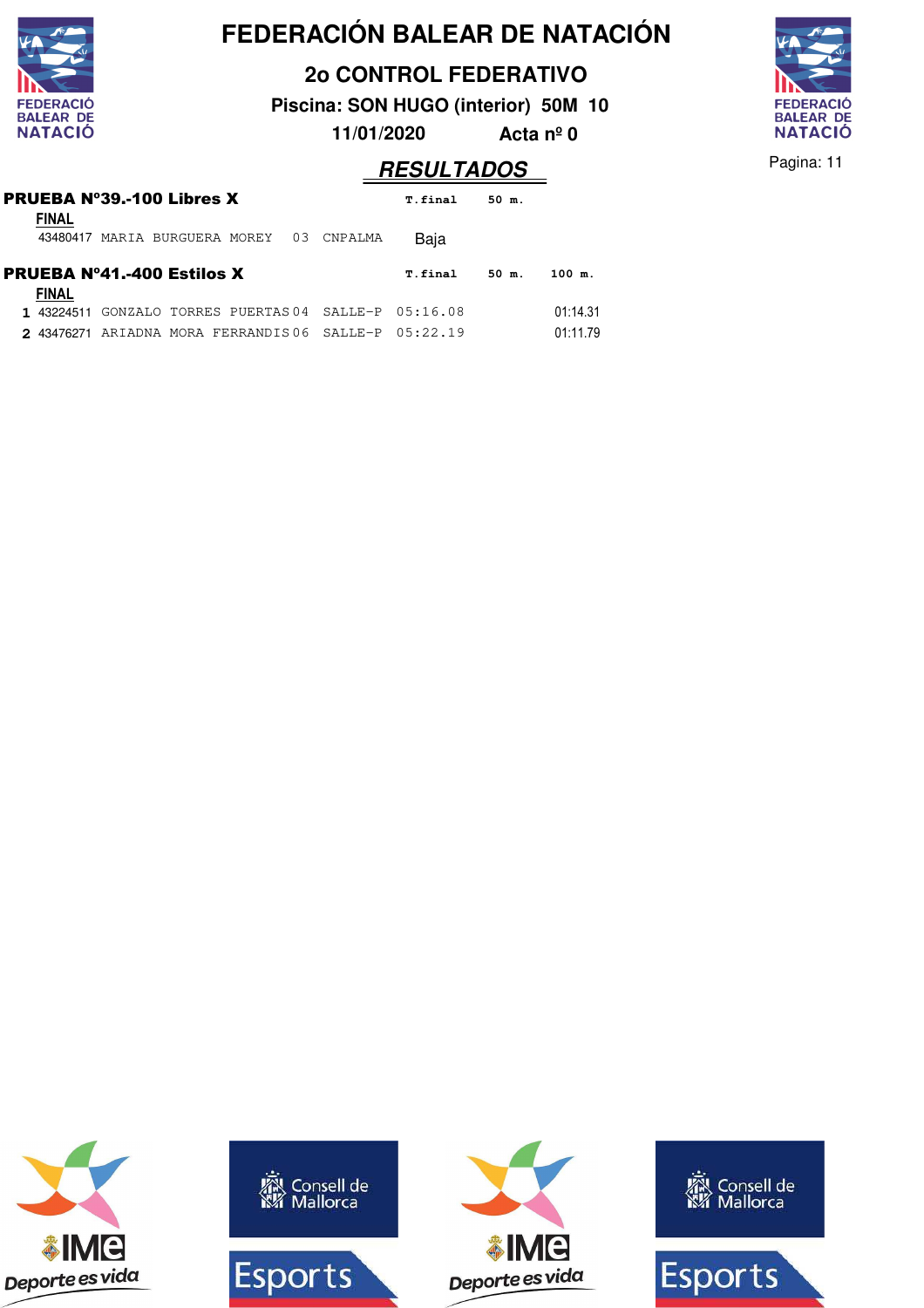# FEDERACIÓN BALEAR DE NATACIÓN

## 2o CONTROL FEDERATIVO

**Piscina: SON HUGO (interior) 50M 10**

**11/01/2020 Acta nº 0**

## RESULTADOS

### PRUEBA Nº39.-100 Libres X

**FINAL**

| | Licencia | Nombre | Año | Club | T.final | 50 m. |
|---|---|---|---|---|---|---|
| | 43480417 | MARIA BURGUERA MOREY | 03 | CNPALMA | Baja | |

### PRUEBA Nº41.-400 Estilos X

**FINAL**

| | Licencia | Nombre | Año | Club | T.final | 50 m. | 100 m. |
|---|---|---|---|---|---|---|---|
| 1 | 43224511 | GONZALO TORRES PUERTAS | 04 | SALLE-P | 05:16.08 | | 01:14.31 |
| 2 | 43476271 | ARIADNA MORA FERRANDIS | 06 | SALLE-P | 05:22.19 | | 01:11.79 |